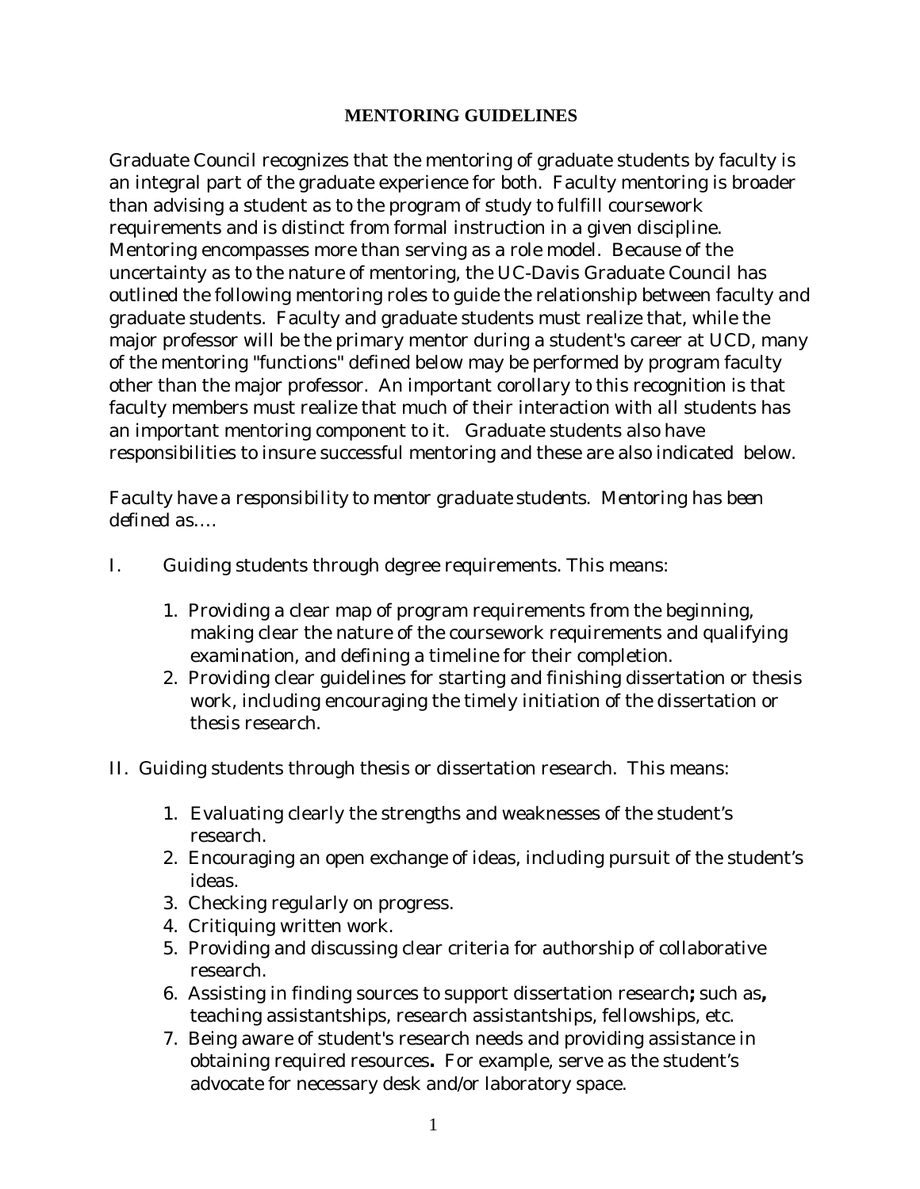## MENTORING GUIDELINES

Graduate Council recognizes that the mentoring of graduate students by faculty is an integral part of the graduate experience for both. Faculty mentoring is broader than advising a student as to the program of study to fulfill coursework requirements and is distinct from formal instruction in a given discipline. Mentoring encompasses more than serving as a role model. Because of the uncertainty as to the nature of mentoring, the UC-Davis Graduate Council has outlined the following mentoring roles to guide the relationship between faculty and graduate students. Faculty and graduate students must realize that, while the major professor will be the primary mentor during a student's career at UCD, many of the mentoring "functions" defined below may be performed by program faculty other than the major professor. An important corollary to this recognition is that faculty members must realize that much of their interaction with all students has an important mentoring component to it. Graduate students also have responsibilities to insure successful mentoring and these are also indicated below.

*Faculty have a responsibility to mentor graduate students. Mentoring has been defined as….*

I. Guiding students through degree requirements. This means:

1. Providing a clear map of program requirements from the beginning, making clear the nature of the coursework requirements and qualifying examination, and defining a timeline for their completion.
2. Providing clear guidelines for starting and finishing dissertation or thesis work, including encouraging the timely initiation of the dissertation or thesis research.

II. Guiding students through thesis or dissertation research. This means:

1. Evaluating clearly the strengths and weaknesses of the student's research.
2. Encouraging an open exchange of ideas, including pursuit of the student's ideas.
3. Checking regularly on progress.
4. Critiquing written work.
5. Providing and discussing clear criteria for authorship of collaborative research.
6. Assisting in finding sources to support dissertation research**;** such as**,** teaching assistantships, research assistantships, fellowships, etc.
7. Being aware of student's research needs and providing assistance in obtaining required resources**.** For example, serve as the student's advocate for necessary desk and/or laboratory space.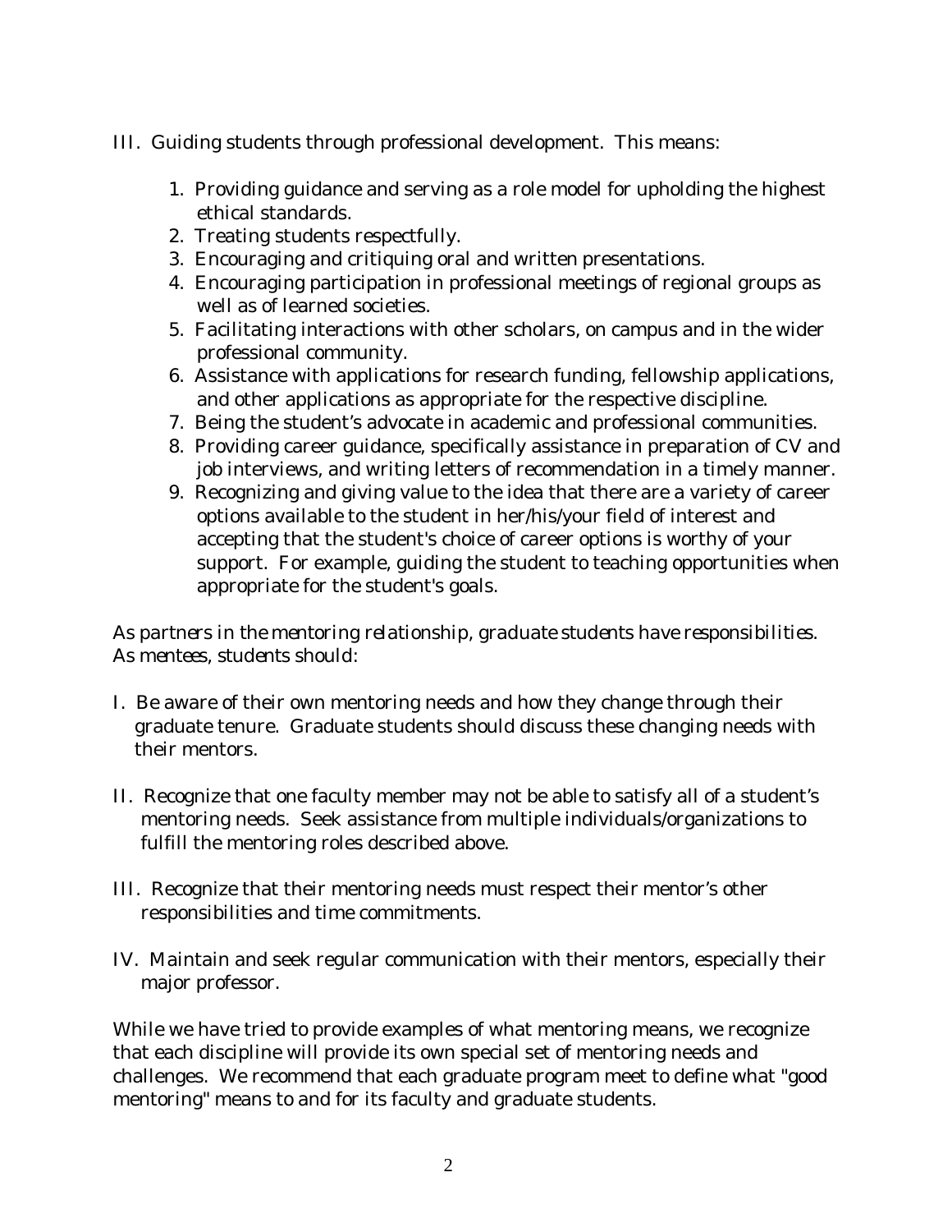III. Guiding students through professional development. This means:

1. Providing guidance and serving as a role model for upholding the highest ethical standards.
2. Treating students respectfully.
3. Encouraging and critiquing oral and written presentations.
4. Encouraging participation in professional meetings of regional groups as well as of learned societies.
5. Facilitating interactions with other scholars, on campus and in the wider professional community.
6. Assistance with applications for research funding, fellowship applications, and other applications as appropriate for the respective discipline.
7. Being the student's advocate in academic and professional communities.
8. Providing career guidance, specifically assistance in preparation of CV and job interviews, and writing letters of recommendation in a timely manner.
9. Recognizing and giving value to the idea that there are a variety of career options available to the student in her/his/your field of interest and accepting that the student's choice of career options is worthy of your support. For example, guiding the student to teaching opportunities when appropriate for the student's goals.

*As partners in the mentoring relationship, graduate students have responsibilities. As mentees, students should:*

I. Be aware of their own mentoring needs and how they change through their graduate tenure. Graduate students should discuss these changing needs with their mentors.

II. Recognize that one faculty member may not be able to satisfy all of a student's mentoring needs. Seek assistance from multiple individuals/organizations to fulfill the mentoring roles described above.

III. Recognize that their mentoring needs must respect their mentor's other responsibilities and time commitments.

IV. Maintain and seek regular communication with their mentors, especially their major professor.

While we have tried to provide examples of what mentoring means, we recognize that each discipline will provide its own special set of mentoring needs and challenges. We recommend that each graduate program meet to define what "good mentoring" means to and for its faculty and graduate students.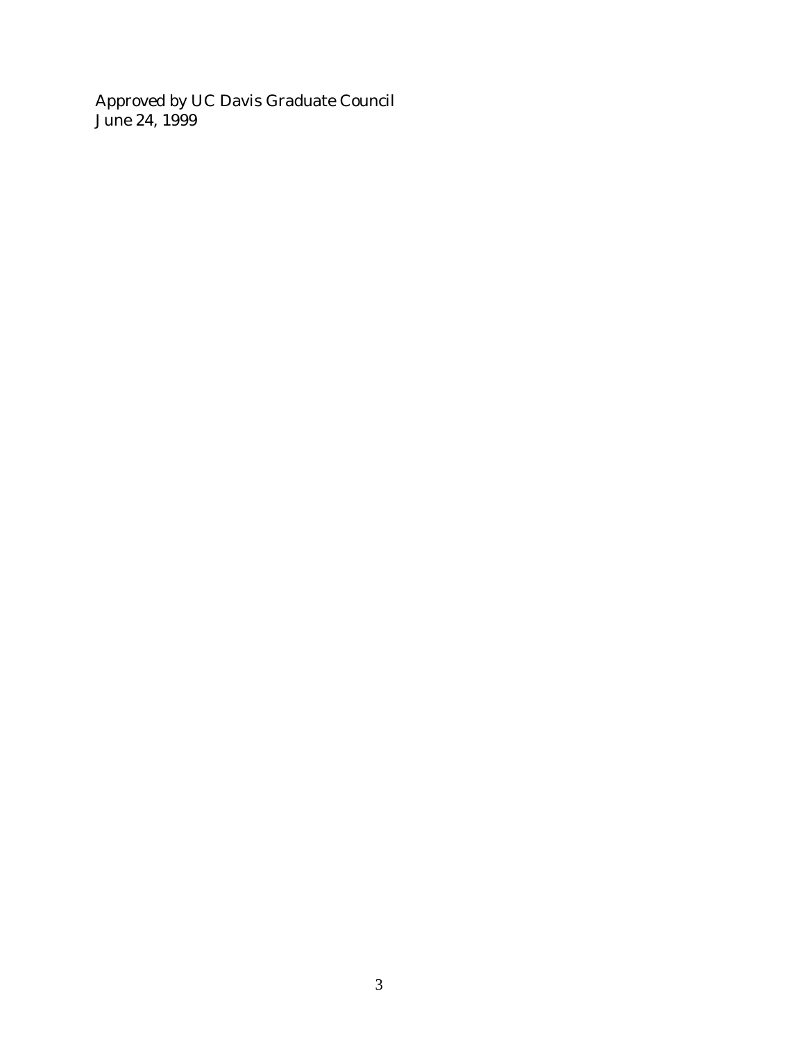Approved by UC Davis Graduate Council
June 24, 1999